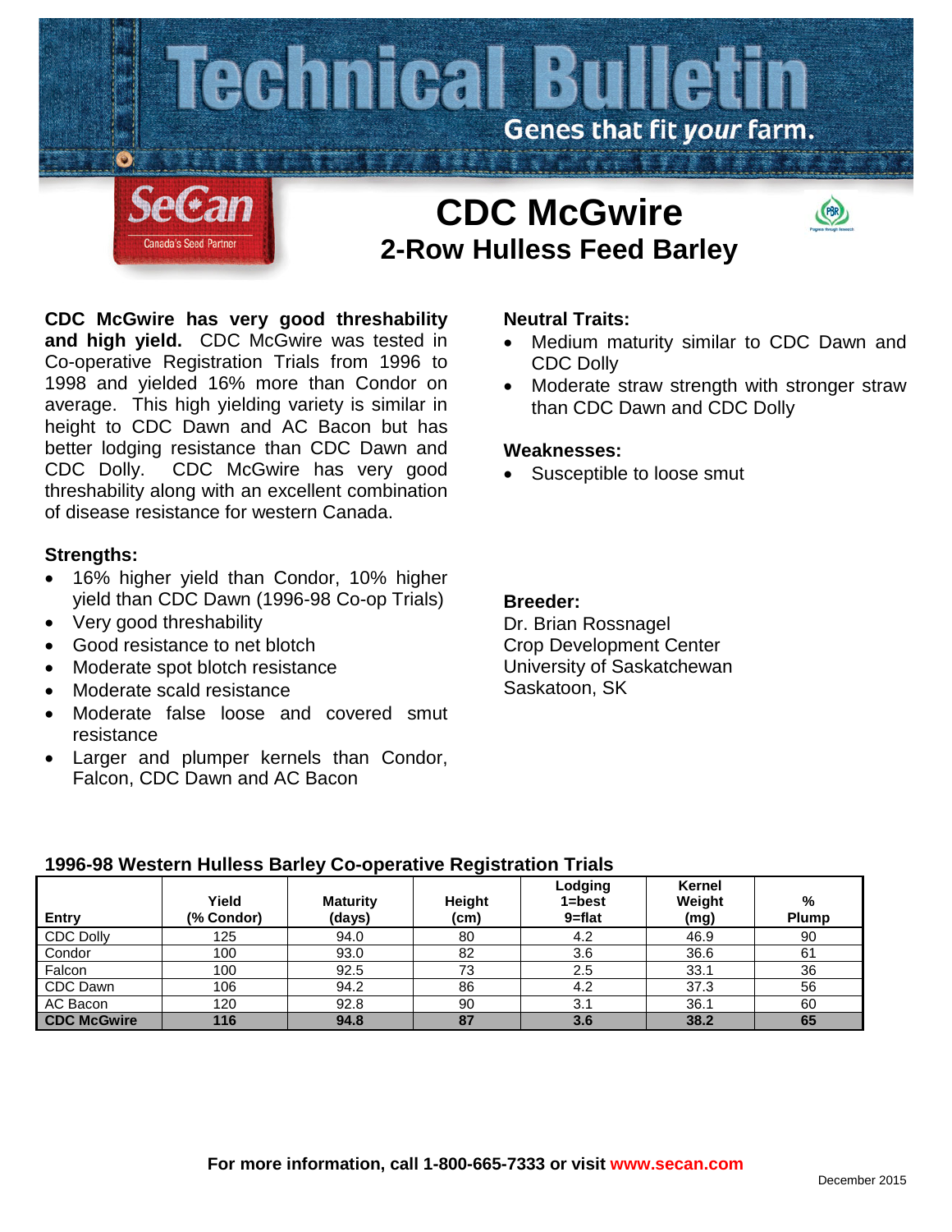# Technical Bulletin

Genes that fit *your* farm.

SeCan
Canada's Seed Partner

# CDC McGwire

## 2-Row Hulless Feed Barley

**CDC McGwire has very good threshability and high yield.** CDC McGwire was tested in Co-operative Registration Trials from 1996 to 1998 and yielded 16% more than Condor on average. This high yielding variety is similar in height to CDC Dawn and AC Bacon but has better lodging resistance than CDC Dawn and CDC Dolly. CDC McGwire has very good threshability along with an excellent combination of disease resistance for western Canada.

### Strengths:

- 16% higher yield than Condor, 10% higher yield than CDC Dawn (1996-98 Co-op Trials)
- Very good threshability
- Good resistance to net blotch
- Moderate spot blotch resistance
- Moderate scald resistance
- Moderate false loose and covered smut resistance
- Larger and plumper kernels than Condor, Falcon, CDC Dawn and AC Bacon

### Neutral Traits:

- Medium maturity similar to CDC Dawn and CDC Dolly
- Moderate straw strength with stronger straw than CDC Dawn and CDC Dolly

### Weaknesses:

- Susceptible to loose smut

### Breeder:

Dr. Brian Rossnagel
Crop Development Center
University of Saskatchewan
Saskatoon, SK

### 1996-98 Western Hulless Barley Co-operative Registration Trials

| Entry | Yield (% Condor) | Maturity (days) | Height (cm) | Lodging 1=best 9=flat | Kernel Weight (mg) | % Plump |
|---|---|---|---|---|---|---|
| CDC Dolly | 125 | 94.0 | 80 | 4.2 | 46.9 | 90 |
| Condor | 100 | 93.0 | 82 | 3.6 | 36.6 | 61 |
| Falcon | 100 | 92.5 | 73 | 2.5 | 33.1 | 36 |
| CDC Dawn | 106 | 94.2 | 86 | 4.2 | 37.3 | 56 |
| AC Bacon | 120 | 92.8 | 90 | 3.1 | 36.1 | 60 |
| **CDC McGwire** | **116** | **94.8** | **87** | **3.6** | **38.2** | **65** |

**For more information, call 1-800-665-7333 or visit www.secan.com**

December 2015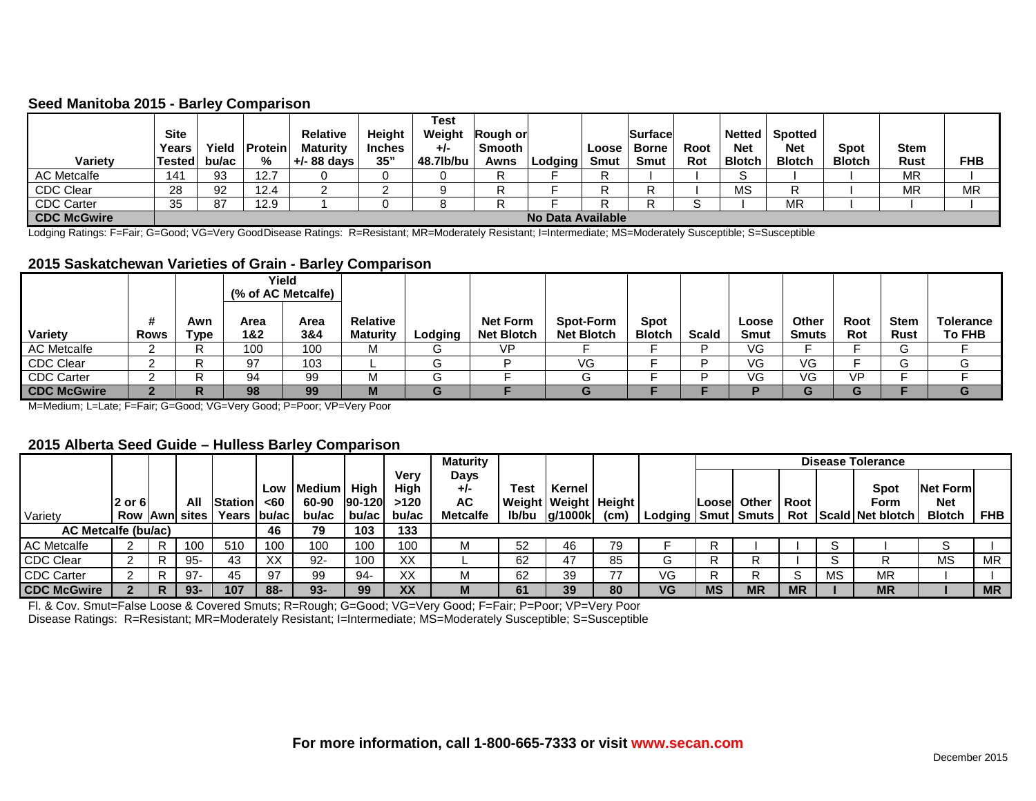## Seed Manitoba 2015 - Barley Comparison

| Variety | Site Years Tested | Yield bu/ac | Protein % | Relative Maturity +/- 88 days | Height Inches 35" | Test Weight +/- 48.7lb/bu | Rough or Smooth Awns | Lodging | Loose Smut | Surface Borne Smut | Root Rot | Netted Net Blotch | Spotted Net Blotch | Spot Blotch | Stem Rust | FHB |
|---|---|---|---|---|---|---|---|---|---|---|---|---|---|---|---|---|
| AC Metcalfe | 141 | 93 | 12.7 | 0 | 0 | 0 | R | F | R | I | I | S | I | I | MR | I |
| CDC Clear | 28 | 92 | 12.4 | 2 | 2 | 9 | R | F | R | R | I | MS | R | I | MR | MR |
| CDC Carter | 35 | 87 | 12.9 | 1 | 0 | 8 | R | F | R | R | S | I | MR | I | I | I |
| **CDC McGwire** | **No Data Available** | | | | | | | | | | | | | | | |

Lodging Ratings: F=Fair; G=Good; VG=Very Good Disease Ratings: R=Resistant; MR=Moderately Resistant; I=Intermediate; MS=Moderately Susceptible; S=Susceptible

## 2015 Saskatchewan Varieties of Grain - Barley Comparison

| Variety | # Rows | Awn Type | Yield (% of AC Metcalfe) Area 1&2 | Area 3&4 | Relative Maturity | Lodging | Net Form Net Blotch | Spot-Form Net Blotch | Spot Blotch | Scald | Loose Smut | Other Smuts | Root Rot | Stem Rust | Tolerance To FHB |
|---|---|---|---|---|---|---|---|---|---|---|---|---|---|---|---|
| AC Metcalfe | 2 | R | 100 | 100 | M | G | VP | F | F | P | VG | F | F | G | F |
| CDC Clear | 2 | R | 97 | 103 | L | G | P | VG | F | P | VG | VG | F | G | G |
| CDC Carter | 2 | R | 94 | 99 | M | G | F | G | F | P | VG | VG | VP | F | F |
| **CDC McGwire** | **2** | **R** | **98** | **99** | **M** | **G** | **F** | **G** | **F** | **F** | **P** | **G** | **G** | **F** | **G** |

M=Medium; L=Late; F=Fair; G=Good; VG=Very Good; P=Poor; VP=Very Poor

## 2015 Alberta Seed Guide – Hulless Barley Comparison

| Variety | 2 or 6 Row | Awn | All sites | Station Years | Low <60 bu/ac | Medium 60-90 bu/ac | High 90-120 bu/ac | Very High >120 bu/ac | Maturity Days +/- AC Metcalfe | Test Weight lb/bu | Kernel Weight g/1000k | Height (cm) | Lodging | Disease Tolerance Loose Smut | Other Smuts | Root Rot | Scald | Spot Form Net blotch | Net Form Net Blotch | FHB |
|---|---|---|---|---|---|---|---|---|---|---|---|---|---|---|---|---|---|---|---|---|
| **AC Metcalfe (bu/ac)** | | | | | 46 | 79 | 103 | 133 | | | | | | | | | | | | |
| AC Metcalfe | 2 | R | 100 | 510 | 100 | 100 | 100 | 100 | M | 52 | 46 | 79 | F | R | I | I | S | I | S | I |
| CDC Clear | 2 | R | 95- | 43 | XX | 92- | 100 | XX | L | 62 | 47 | 85 | G | R | R | I | S | R | MS | MR |
| CDC Carter | 2 | R | 97- | 45 | 97 | 99 | 94- | XX | M | 62 | 39 | 77 | VG | R | R | S | MS | MR | I | I |
| **CDC McGwire** | **2** | **R** | **93-** | **107** | **88-** | **93-** | **99** | **XX** | **M** | **61** | **39** | **80** | **VG** | **MS** | **MR** | **MR** | **I** | **MR** | **I** | **MR** |

Fl. & Cov. Smut=False Loose & Covered Smuts; R=Rough; G=Good; VG=Very Good; F=Fair; P=Poor; VP=Very Poor

Disease Ratings: R=Resistant; MR=Moderately Resistant; I=Intermediate; MS=Moderately Susceptible; S=Susceptible

**For more information, call 1-800-665-7333 or visit www.secan.com**

December 2015